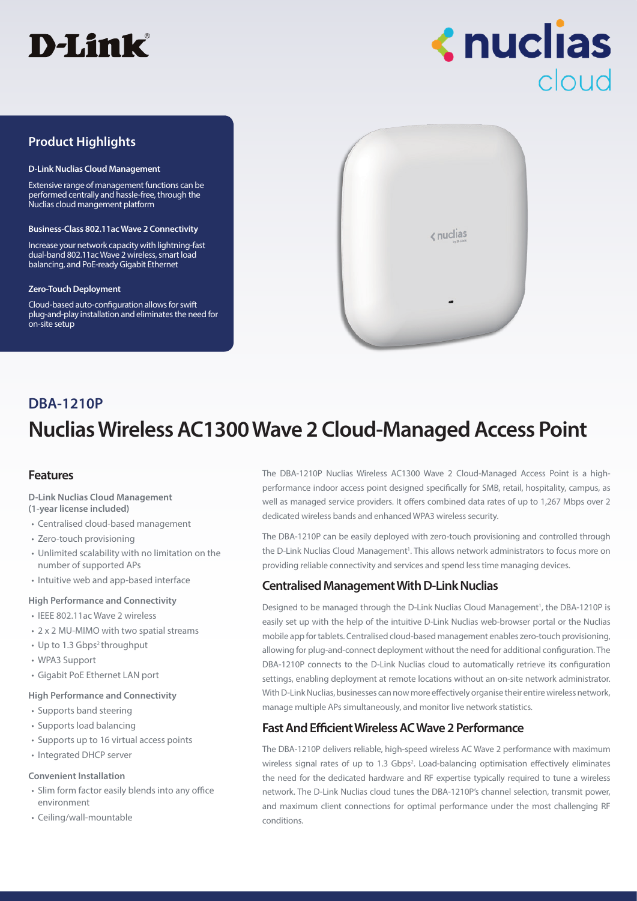D-Link

nuclias cloud

## Product Highlights

**D-Link Nuclias Cloud Management**

Extensive range of management functions can be performed centrally and hassle-free, through the Nuclias cloud mangement platform

**Business-Class 802.11ac Wave 2 Connectivity**

Increase your network capacity with lightning-fast dual-band 802.11ac Wave 2 wireless, smart load balancing, and PoE-ready Gigabit Ethernet

**Zero-Touch Deployment**

Cloud-based auto-configuration allows for swift plug-and-play installation and eliminates the need for on-site setup

## DBA-1210P

# Nuclias Wireless AC1300 Wave 2 Cloud-Managed Access Point

## Features

**D-Link Nuclias Cloud Management (1-year license included)**

- Centralised cloud-based management
- Zero-touch provisioning
- Unlimited scalability with no limitation on the number of supported APs
- Intuitive web and app-based interface

**High Performance and Connectivity**

- IEEE 802.11ac Wave 2 wireless
- 2 x 2 MU-MIMO with two spatial streams
- Up to 1.3 Gbps[2] throughput
- WPA3 Support
- Gigabit PoE Ethernet LAN port

**High Performance and Connectivity**

- Supports band steering
- Supports load balancing
- Supports up to 16 virtual access points
- Integrated DHCP server

**Convenient Installation**

- Slim form factor easily blends into any office environment
- Ceiling/wall-mountable

The DBA-1210P Nuclias Wireless AC1300 Wave 2 Cloud-Managed Access Point is a high-performance indoor access point designed specifically for SMB, retail, hospitality, campus, as well as managed service providers. It offers combined data rates of up to 1,267 Mbps over 2 dedicated wireless bands and enhanced WPA3 wireless security.

The DBA-1210P can be easily deployed with zero-touch provisioning and controlled through the D-Link Nuclias Cloud Management[1]. This allows network administrators to focus more on providing reliable connectivity and services and spend less time managing devices.

### Centralised Management With D-Link Nuclias

Designed to be managed through the D-Link Nuclias Cloud Management[1], the DBA-1210P is easily set up with the help of the intuitive D-Link Nuclias web-browser portal or the Nuclias mobile app for tablets. Centralised cloud-based management enables zero-touch provisioning, allowing for plug-and-connect deployment without the need for additional configuration. The DBA-1210P connects to the D-Link Nuclias cloud to automatically retrieve its configuration settings, enabling deployment at remote locations without an on-site network administrator. With D-Link Nuclias, businesses can now more effectively organise their entire wireless network, manage multiple APs simultaneously, and monitor live network statistics.

### Fast And Efficient Wireless AC Wave 2 Performance

The DBA-1210P delivers reliable, high-speed wireless AC Wave 2 performance with maximum wireless signal rates of up to 1.3 Gbps[2]. Load-balancing optimisation effectively eliminates the need for the dedicated hardware and RF expertise typically required to tune a wireless network. The D-Link Nuclias cloud tunes the DBA-1210P's channel selection, transmit power, and maximum client connections for optimal performance under the most challenging RF conditions.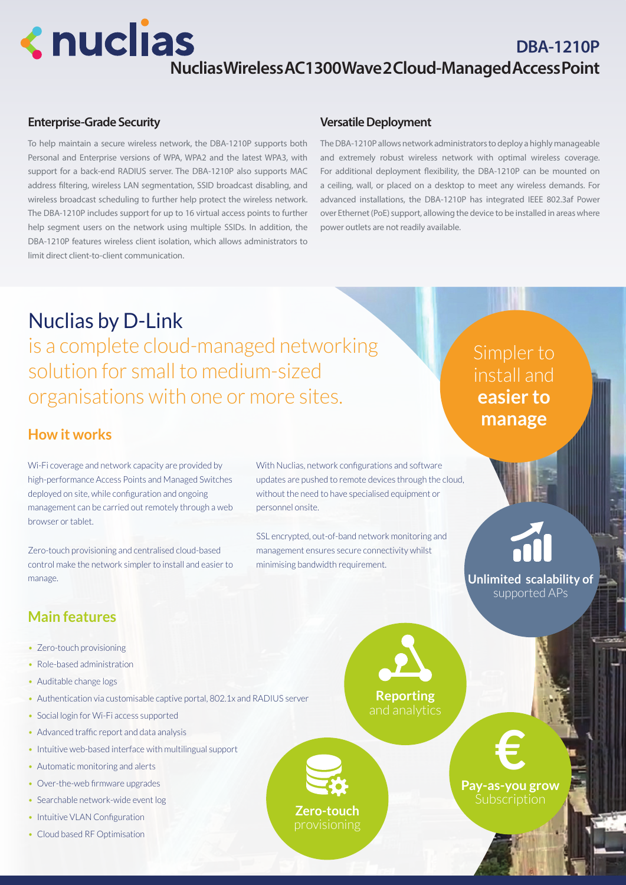# DBA-1210P

## Nuclias Wireless AC1300 Wave 2 Cloud-Managed Access Point

### Enterprise-Grade Security

To help maintain a secure wireless network, the DBA-1210P supports both Personal and Enterprise versions of WPA, WPA2 and the latest WPA3, with support for a back-end RADIUS server. The DBA-1210P also supports MAC address filtering, wireless LAN segmentation, SSID broadcast disabling, and wireless broadcast scheduling to further help protect the wireless network. The DBA-1210P includes support for up to 16 virtual access points to further help segment users on the network using multiple SSIDs. In addition, the DBA-1210P features wireless client isolation, which allows administrators to limit direct client-to-client communication.

### Versatile Deployment

The DBA-1210P allows network administrators to deploy a highly manageable and extremely robust wireless network with optimal wireless coverage. For additional deployment flexibility, the DBA-1210P can be mounted on a ceiling, wall, or placed on a desktop to meet any wireless demands. For advanced installations, the DBA-1210P has integrated IEEE 802.3af Power over Ethernet (PoE) support, allowing the device to be installed in areas where power outlets are not readily available.

## Nuclias by D-Link

is a complete cloud-managed networking solution for small to medium-sized organisations with one or more sites.

Simpler to install and **easier to manage**

### How it works

Wi-Fi coverage and network capacity are provided by high-performance Access Points and Managed Switches deployed on site, while configuration and ongoing management can be carried out remotely through a web browser or tablet.

Zero-touch provisioning and centralised cloud-based control make the network simpler to install and easier to manage.

With Nuclias, network configurations and software updates are pushed to remote devices through the cloud, without the need to have specialised equipment or personnel onsite.

SSL encrypted, out-of-band network monitoring and management ensures secure connectivity whilst minimising bandwidth requirement.

**Unlimited scalability of** supported APs

### Main features

- Zero-touch provisioning
- Role-based administration
- Auditable change logs
- Authentication via customisable captive portal, 802.1x and RADIUS server
- Social login for Wi-Fi access supported
- Advanced traffic report and data analysis
- Intuitive web-based interface with multilingual support
- Automatic monitoring and alerts
- Over-the-web firmware upgrades
- Searchable network-wide event log
- Intuitive VLAN Configuration
- Cloud based RF Optimisation

**Reporting** and analytics

**Zero-touch** provisioning

**Pay-as-you grow** Subscription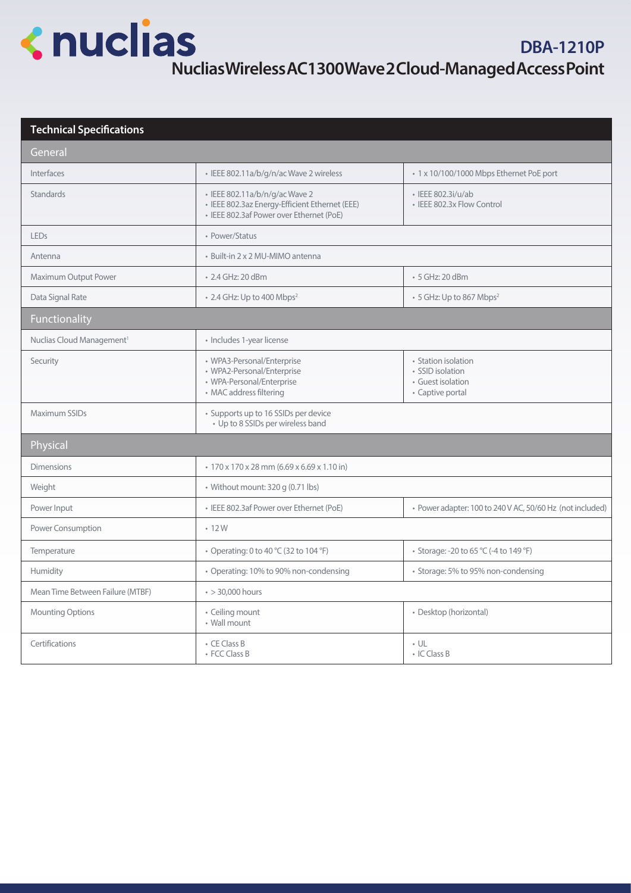# DBA-1210P

## Nuclias Wireless AC1300 Wave 2 Cloud-Managed Access Point

| Technical Specifications | | |
|---|---|---|
| **General** | | |
| Interfaces | • IEEE 802.11a/b/g/n/ac Wave 2 wireless | • 1 x 10/100/1000 Mbps Ethernet PoE port |
| Standards | • IEEE 802.11a/b/n/g/ac Wave 2<br>• IEEE 802.3az Energy-Efficient Ethernet (EEE)<br>• IEEE 802.3af Power over Ethernet (PoE) | • IEEE 802.3i/u/ab<br>• IEEE 802.3x Flow Control |
| LEDs | • Power/Status | |
| Antenna | • Built-in 2 x 2 MU-MIMO antenna | |
| Maximum Output Power | • 2.4 GHz: 20 dBm | • 5 GHz: 20 dBm |
| Data Signal Rate | • 2.4 GHz: Up to 400 Mbps[2] | • 5 GHz: Up to 867 Mbps[2] |
| **Functionality** | | |
| Nuclias Cloud Management[1] | • Includes 1-year license | |
| Security | • WPA3-Personal/Enterprise<br>• WPA2-Personal/Enterprise<br>• WPA-Personal/Enterprise<br>• MAC address filtering | • Station isolation<br>• SSID isolation<br>• Guest isolation<br>• Captive portal |
| Maximum SSIDs | • Supports up to 16 SSIDs per device<br>• Up to 8 SSIDs per wireless band | |
| **Physical** | | |
| Dimensions | • 170 x 170 x 28 mm (6.69 x 6.69 x 1.10 in) | |
| Weight | • Without mount: 320 g (0.71 lbs) | |
| Power Input | • IEEE 802.3af Power over Ethernet (PoE) | • Power adapter: 100 to 240 V AC, 50/60 Hz (not included) |
| Power Consumption | • 12 W | |
| Temperature | • Operating: 0 to 40 °C (32 to 104 °F) | • Storage: -20 to 65 °C (-4 to 149 °F) |
| Humidity | • Operating: 10% to 90% non-condensing | • Storage: 5% to 95% non-condensing |
| Mean Time Between Failure (MTBF) | • > 30,000 hours | |
| Mounting Options | • Ceiling mount<br>• Wall mount | • Desktop (horizontal) |
| Certifications | • CE Class B<br>• FCC Class B | • UL<br>• IC Class B |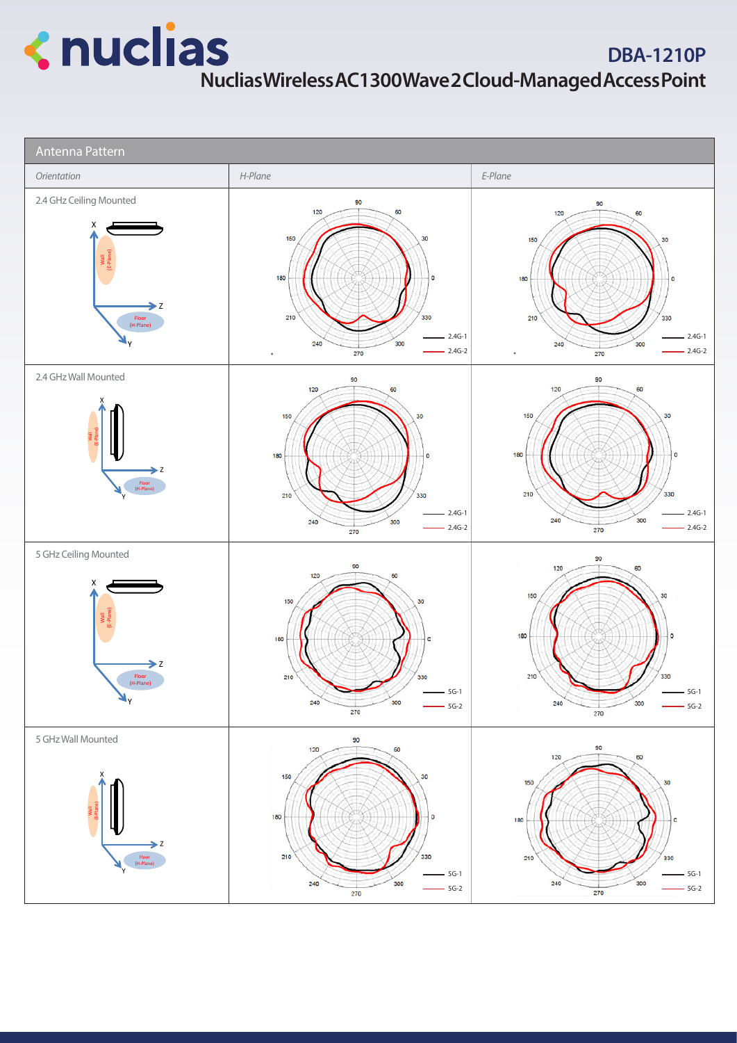# nuclias

## DBA-1210P

## Nuclias Wireless AC1300 Wave 2 Cloud-Managed Access Point

| Antenna Pattern | | |
|---|---|---|
| *Orientation* | *H-Plane* | *E-Plane* |
| 2.4 GHz Ceiling Mounted | 2.4G-1, 2.4G-2 | 2.4G-1, 2.4G-2 |
| 2.4 GHz Wall Mounted | 2.4G-1, 2.4G-2 | 2.4G-1, 2.4G-2 |
| 5 GHz Ceiling Mounted | 5G-1, 5G-2 | 5G-1, 5G-2 |
| 5 GHz Wall Mounted | 5G-1, 5G-2 | 5G-1, 5G-2 |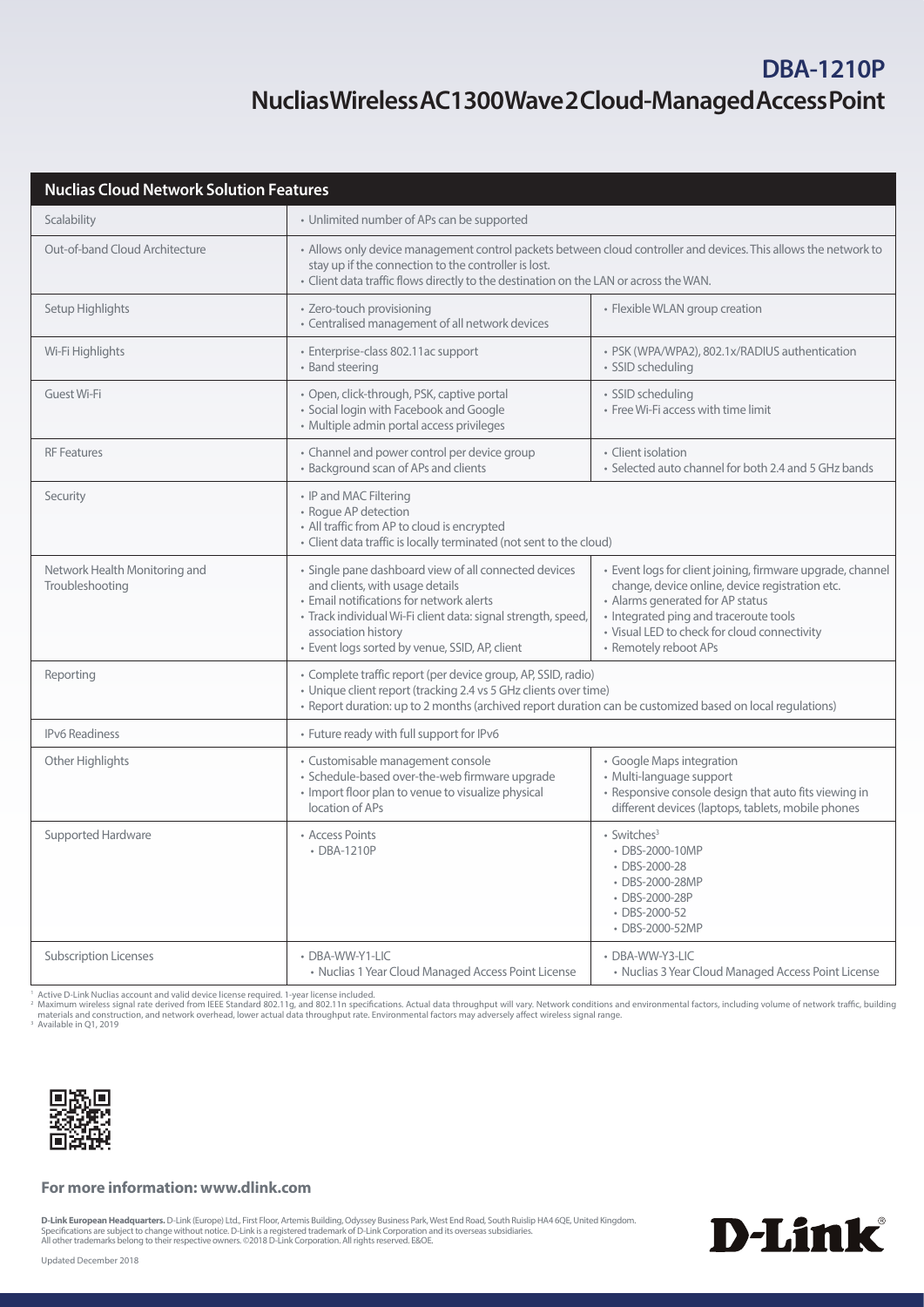# DBA-1210P
## Nuclias Wireless AC1300 Wave 2 Cloud-Managed Access Point

| Nuclias Cloud Network Solution Features | | |
|---|---|---|
| Scalability | • Unlimited number of APs can be supported | |
| Out-of-band Cloud Architecture | • Allows only device management control packets between cloud controller and devices. This allows the network to stay up if the connection to the controller is lost.<br>• Client data traffic flows directly to the destination on the LAN or across the WAN. | |
| Setup Highlights | • Zero-touch provisioning<br>• Centralised management of all network devices | • Flexible WLAN group creation |
| Wi-Fi Highlights | • Enterprise-class 802.11ac support<br>• Band steering | • PSK (WPA/WPA2), 802.1x/RADIUS authentication<br>• SSID scheduling |
| Guest Wi-Fi | • Open, click-through, PSK, captive portal<br>• Social login with Facebook and Google<br>• Multiple admin portal access privileges | • SSID scheduling<br>• Free Wi-Fi access with time limit |
| RF Features | • Channel and power control per device group<br>• Background scan of APs and clients | • Client isolation<br>• Selected auto channel for both 2.4 and 5 GHz bands |
| Security | • IP and MAC Filtering<br>• Rogue AP detection<br>• All traffic from AP to cloud is encrypted<br>• Client data traffic is locally terminated (not sent to the cloud) | |
| Network Health Monitoring and Troubleshooting | • Single pane dashboard view of all connected devices and clients, with usage details<br>• Email notifications for network alerts<br>• Track individual Wi-Fi client data: signal strength, speed, association history<br>• Event logs sorted by venue, SSID, AP, client | • Event logs for client joining, firmware upgrade, channel change, device online, device registration etc.<br>• Alarms generated for AP status<br>• Integrated ping and traceroute tools<br>• Visual LED to check for cloud connectivity<br>• Remotely reboot APs |
| Reporting | • Complete traffic report (per device group, AP, SSID, radio)<br>• Unique client report (tracking 2.4 vs 5 GHz clients over time)<br>• Report duration: up to 2 months (archived report duration can be customized based on local regulations) | |
| IPv6 Readiness | • Future ready with full support for IPv6 | |
| Other Highlights | • Customisable management console<br>• Schedule-based over-the-web firmware upgrade<br>• Import floor plan to venue to visualize physical location of APs | • Google Maps integration<br>• Multi-language support<br>• Responsive console design that auto fits viewing in different devices (laptops, tablets, mobile phones |
| Supported Hardware | • Access Points<br>  • DBA-1210P | • Switches[3]<br>  • DBS-2000-10MP<br>  • DBS-2000-28<br>  • DBS-2000-28MP<br>  • DBS-2000-28P<br>  • DBS-2000-52<br>  • DBS-2000-52MP |
| Subscription Licenses | • DBA-WW-Y1-LIC<br>  • Nuclias 1 Year Cloud Managed Access Point License | • DBA-WW-Y3-LIC<br>  • Nuclias 3 Year Cloud Managed Access Point License |

[1] Active D-Link Nuclias account and valid device license required. 1-year license included.
[2] Maximum wireless signal rate derived from IEEE Standard 802.11g, and 802.11n specifications. Actual data throughput will vary. Network conditions and environmental factors, including volume of network traffic, building materials and construction, and network overhead, lower actual data throughput rate. Environmental factors may adversely affect wireless signal range.
[3] Available in Q1, 2019

**For more information: www.dlink.com**

**D-Link European Headquarters.** D-Link (Europe) Ltd., First Floor, Artemis Building, Odyssey Business Park, West End Road, South Ruislip HA4 6QE, United Kingdom. Specifications are subject to change without notice. D-Link is a registered trademark of D-Link Corporation and its overseas subsidiaries. All other trademarks belong to their respective owners. ©2018 D-Link Corporation. All rights reserved. E&OE.

D-Link®

Updated December 2018